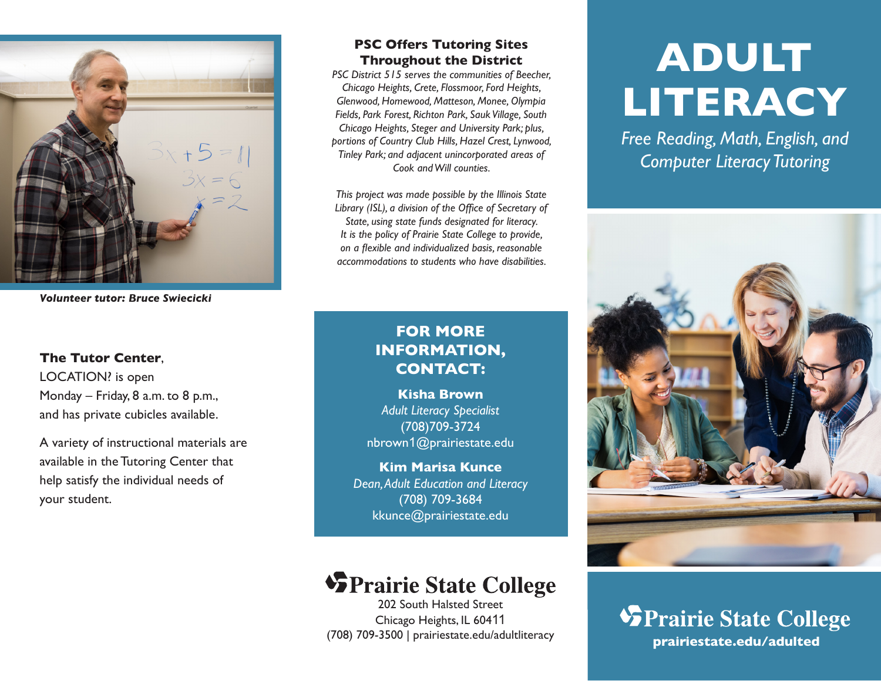*Volunteer tutor: Bruce Swiecicki*

**The Tutor Center**, LOCATION? is open Monday – Friday, 8 a.m. to 8 p.m., and has private cubicles available.

A variety of instructional materials are available in the Tutoring Center that help satisfy the individual needs of your student.

## PSC Offers Tutoring Sites Throughout the District

*PSC District 515 serves the communities of Beecher, Chicago Heights, Crete, Flossmoor, Ford Heights, Glenwood, Homewood, Matteson, Monee, Olympia Fields, Park Forest, Richton Park, Sauk Village, South Chicago Heights, Steger and University Park; plus, portions of Country Club Hills, Hazel Crest, Lynwood, Tinley Park; and adjacent unincorporated areas of Cook and Will counties.*

*This project was made possible by the Illinois State Library (ISL), a division of the Office of Secretary of State, using state funds designated for literacy. It is the policy of Prairie State College to provide, on a flexible and individualized basis, reasonable accommodations to students who have disabilities.*

## FOR MORE INFORMATION, CONTACT:

**Kisha Brown**
*Adult Literacy Specialist*
(708)709-3724
nbrown1@prairiestate.edu

**Kim Marisa Kunce**
*Dean, Adult Education and Literacy*
(708) 709-3684
kkunce@prairiestate.edu

**Prairie State College**
202 South Halsted Street
Chicago Heights, IL 60411
(708) 709-3500 | prairiestate.edu/adultliteracy

# ADULT LITERACY

*Free Reading, Math, English, and Computer Literacy Tutoring*

**Prairie State College**
**prairiestate.edu/adulted**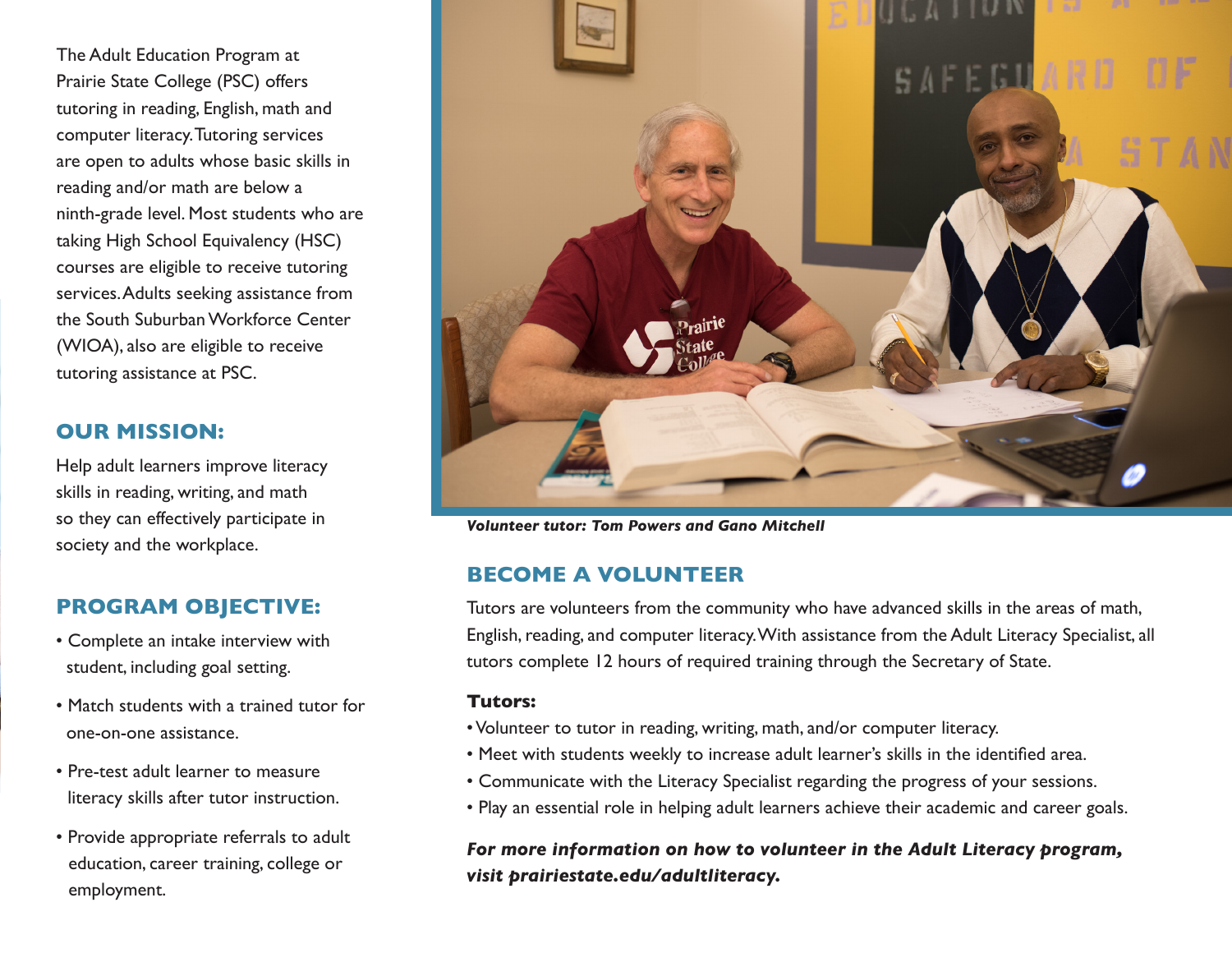The Adult Education Program at Prairie State College (PSC) offers tutoring in reading, English, math and computer literacy. Tutoring services are open to adults whose basic skills in reading and/or math are below a ninth-grade level. Most students who are taking High School Equivalency (HSC) courses are eligible to receive tutoring services. Adults seeking assistance from the South Suburban Workforce Center (WIOA), also are eligible to receive tutoring assistance at PSC.

## OUR MISSION:

Help adult learners improve literacy skills in reading, writing, and math so they can effectively participate in society and the workplace.

## PROGRAM OBJECTIVE:

- Complete an intake interview with student, including goal setting.
- Match students with a trained tutor for one-on-one assistance.
- Pre-test adult learner to measure literacy skills after tutor instruction.
- Provide appropriate referrals to adult education, career training, college or employment.

***Volunteer tutor: Tom Powers and Gano Mitchell***

## BECOME A VOLUNTEER

Tutors are volunteers from the community who have advanced skills in the areas of math, English, reading, and computer literacy. With assistance from the Adult Literacy Specialist, all tutors complete 12 hours of required training through the Secretary of State.

**Tutors:**

- Volunteer to tutor in reading, writing, math, and/or computer literacy.
- Meet with students weekly to increase adult learner's skills in the identified area.
- Communicate with the Literacy Specialist regarding the progress of your sessions.
- Play an essential role in helping adult learners achieve their academic and career goals.

***For more information on how to volunteer in the Adult Literacy program, visit prairiestate.edu/adultliteracy.***